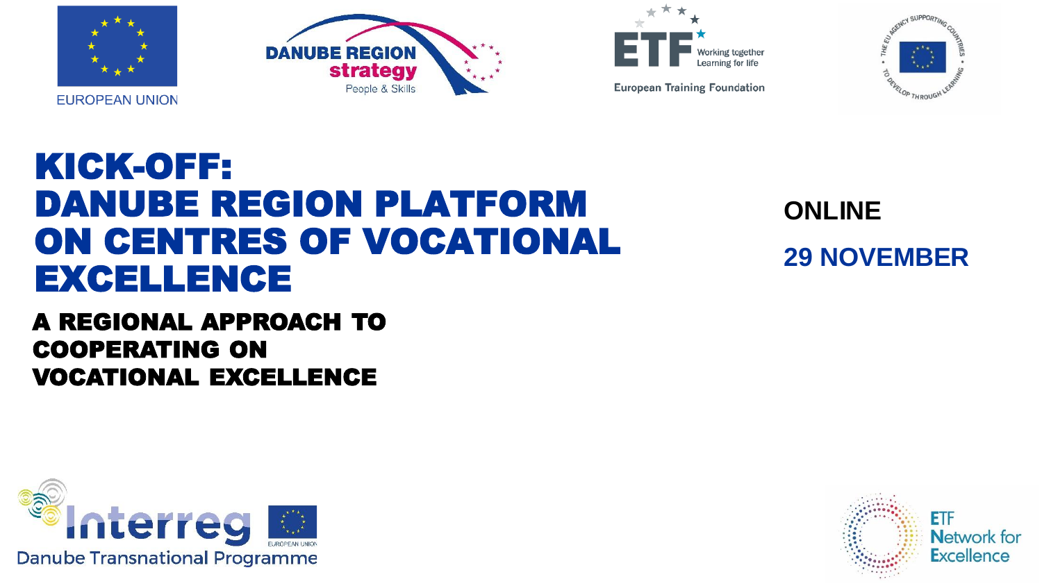EUROPEAN UNION

DANUBE REGION strategy People & Skills

ETF Working together Learning for life

European Training Foundation

THE EU AGENCY SUPPORTING COUNTRIES TO DEVELOP THROUGH LEARNING

# KICK-OFF: DANUBE REGION PLATFORM ON CENTRES OF VOCATIONAL EXCELLENCE

## A REGIONAL APPROACH TO COOPERATING ON VOCATIONAL EXCELLENCE

**ONLINE**

**29 NOVEMBER**

Interreg Danube Transnational Programme

EUROPEAN UNION

ETF Network for Excellence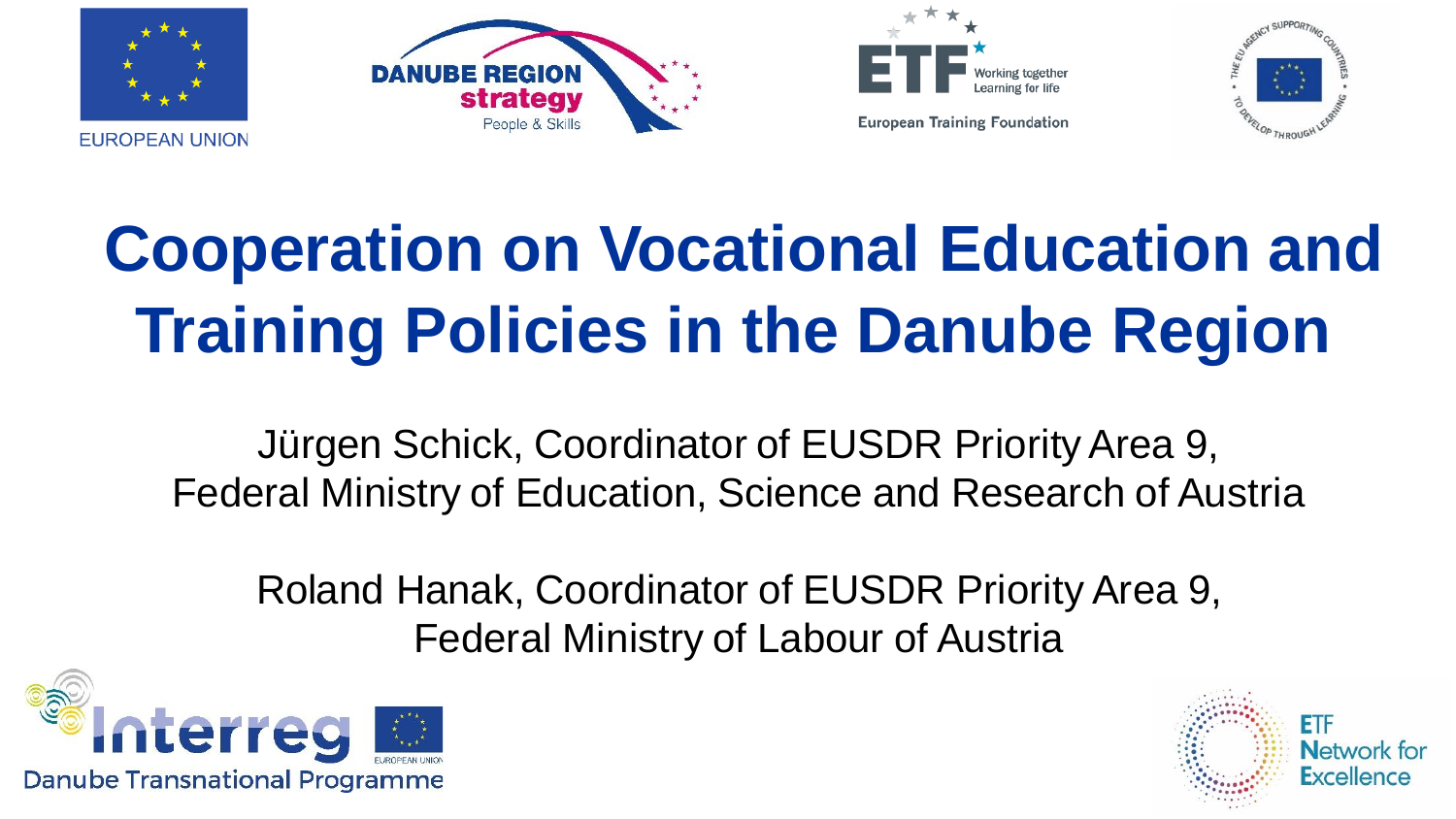# Cooperation on Vocational Education and Training Policies in the Danube Region

Jürgen Schick, Coordinator of EUSDR Priority Area 9,
Federal Ministry of Education, Science and Research of Austria

Roland Hanak, Coordinator of EUSDR Priority Area 9,
Federal Ministry of Labour of Austria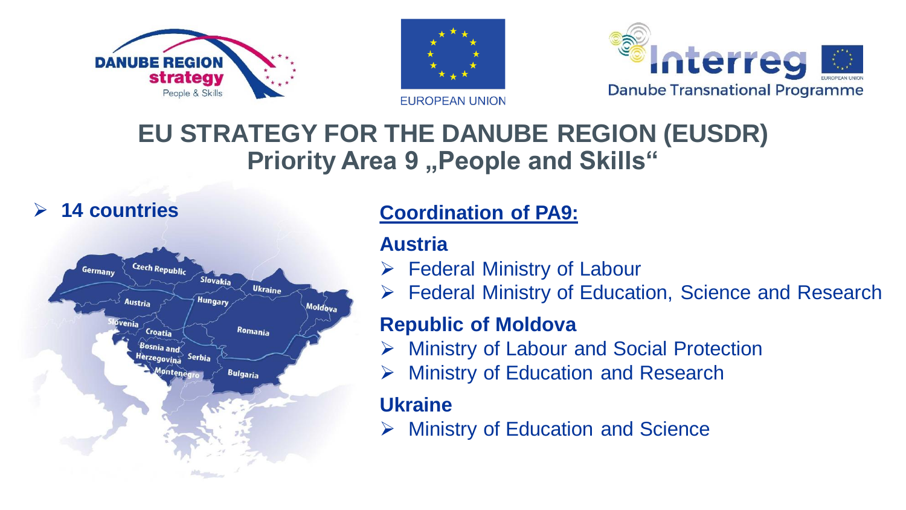# EU STRATEGY FOR THE DANUBE REGION (EUSDR)

## Priority Area 9 „People and Skills"

- **14 countries**

### Coordination of PA9:

**Austria**

- Federal Ministry of Labour
- Federal Ministry of Education, Science and Research

**Republic of Moldova**

- Ministry of Labour and Social Protection
- Ministry of Education and Research

**Ukraine**

- Ministry of Education and Science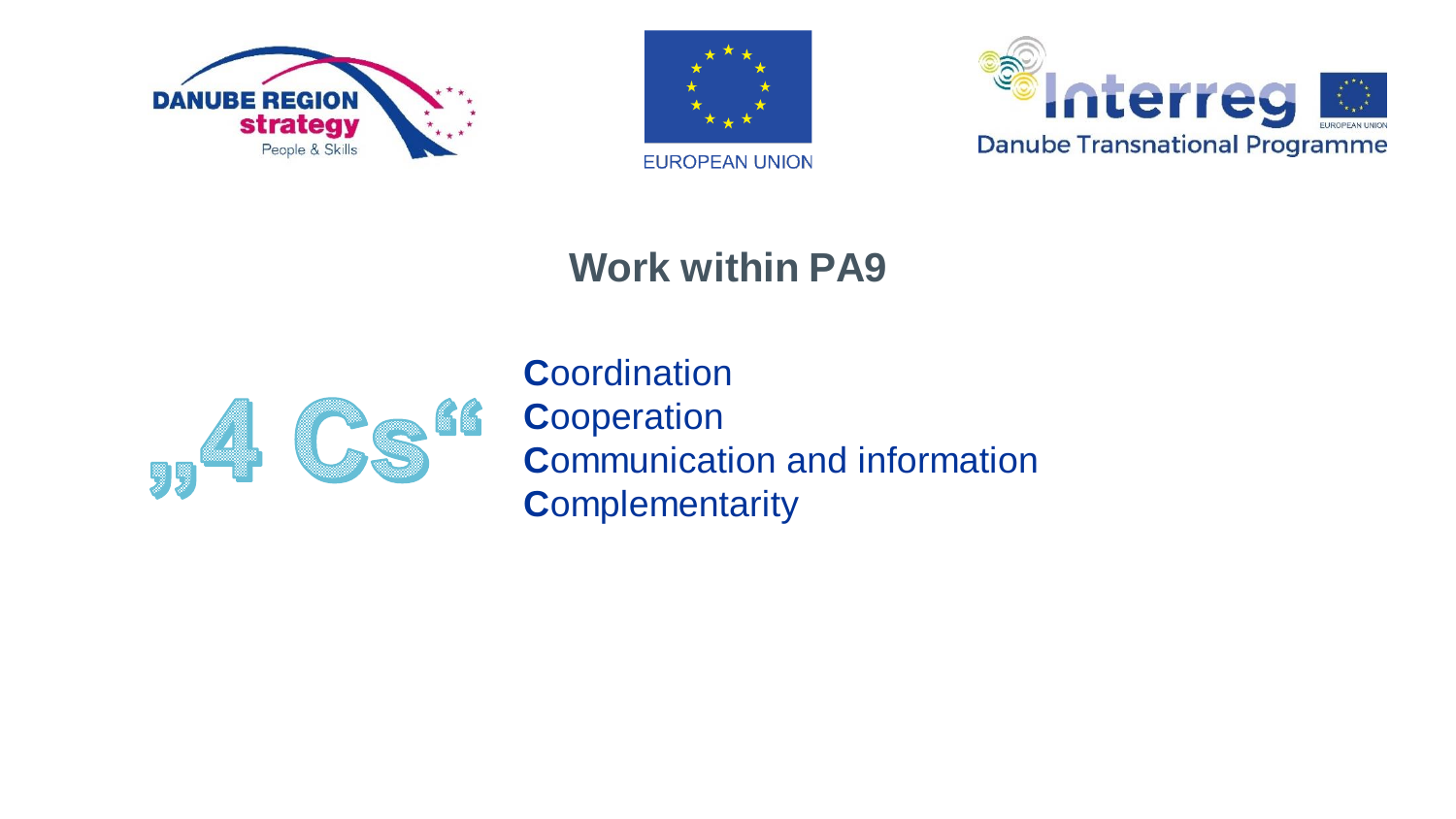# Work within PA9

„4 Cs“

- **C**oordination
- **C**ooperation
- **C**ommunication and information
- **C**omplementarity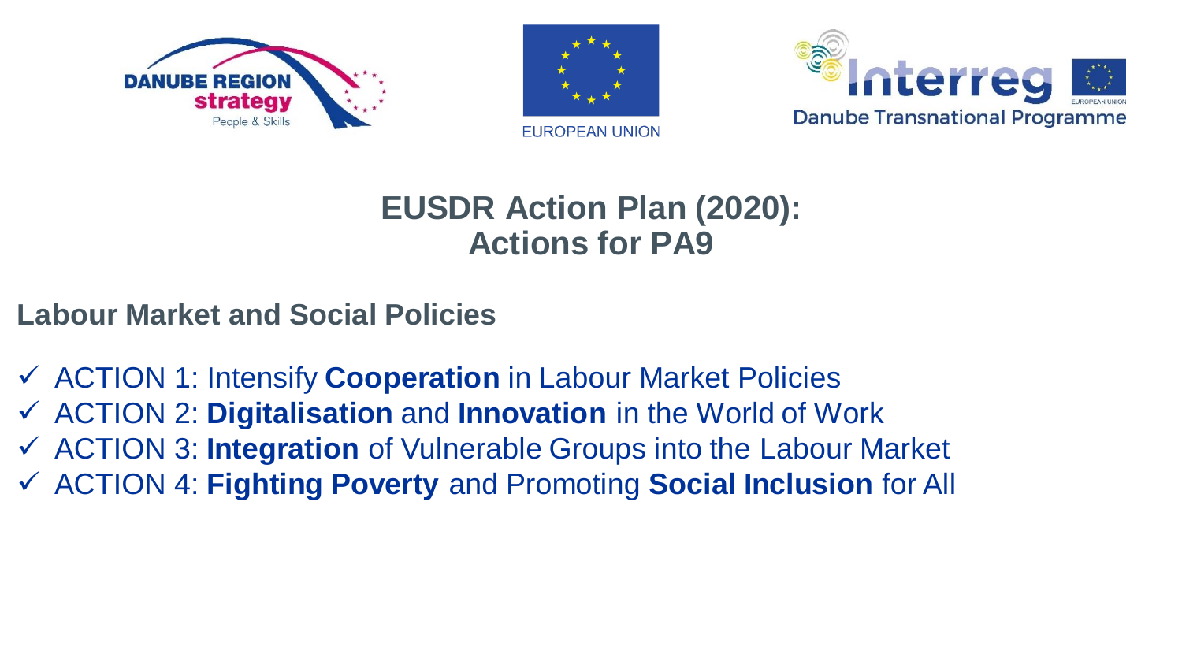# EUSDR Action Plan (2020): Actions for PA9

## Labour Market and Social Policies

- ✓ ACTION 1: Intensify **Cooperation** in Labour Market Policies
- ✓ ACTION 2: **Digitalisation** and **Innovation** in the World of Work
- ✓ ACTION 3: **Integration** of Vulnerable Groups into the Labour Market
- ✓ ACTION 4: **Fighting Poverty** and Promoting **Social Inclusion** for All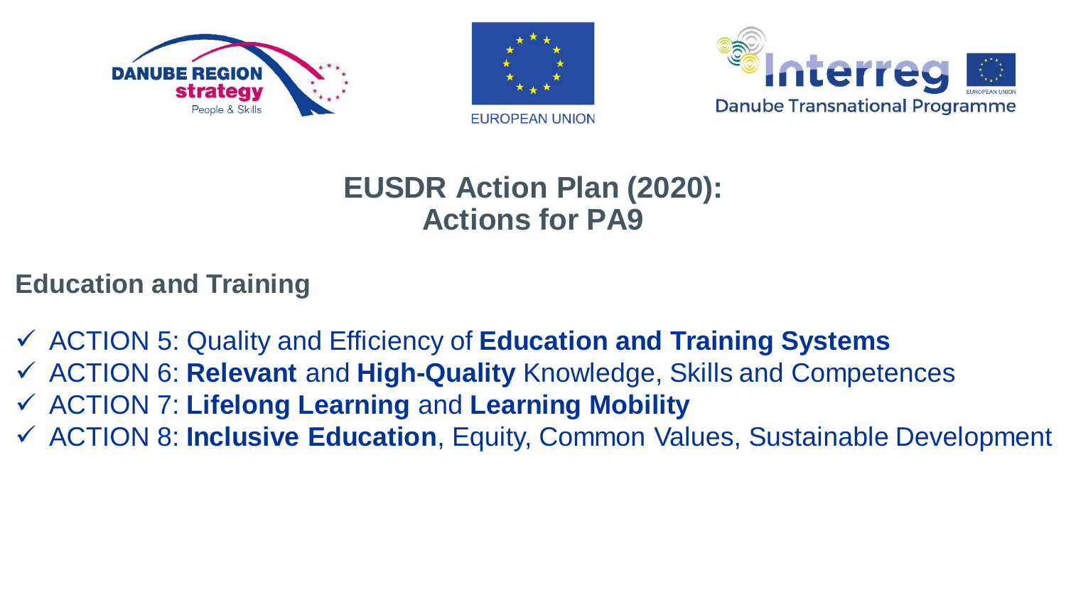# EUSDR Action Plan (2020): Actions for PA9

## Education and Training

- ✓ ACTION 5: Quality and Efficiency of **Education and Training Systems**
- ✓ ACTION 6: **Relevant** and **High-Quality** Knowledge, Skills and Competences
- ✓ ACTION 7: **Lifelong Learning** and **Learning Mobility**
- ✓ ACTION 8: **Inclusive Education**, Equity, Common Values, Sustainable Development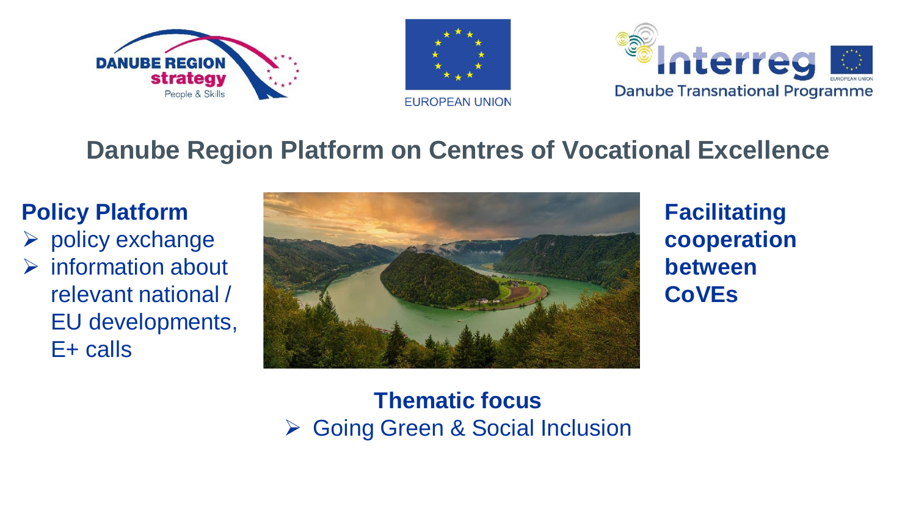# Danube Region Platform on Centres of Vocational Excellence

**Policy Platform**

- policy exchange
- information about relevant national / EU developments, E+ calls

**Facilitating cooperation between CoVEs**

**Thematic focus**

- Going Green & Social Inclusion